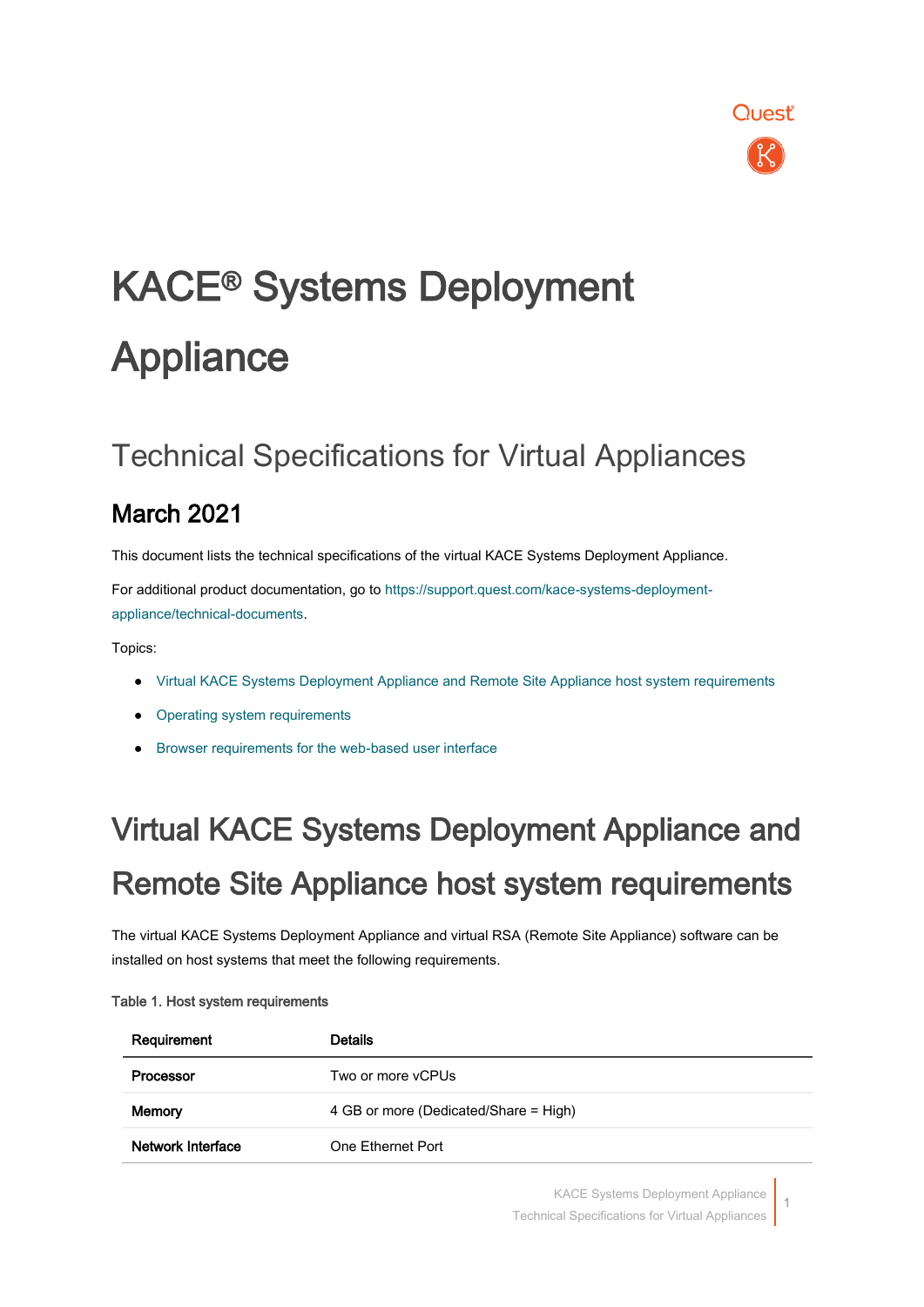# KACE® Systems Deployment Appliance

## Technical Specifications for Virtual Appliances

### March 2021

This document lists the technical specifications of the virtual KACE Systems Deployment Appliance.

For additional product documentation, go to https://support.quest.com/kace-systems-deployment-appliance/technical-documents.

Topics:

- Virtual KACE Systems Deployment Appliance and Remote Site Appliance host system requirements
- Operating system requirements
- Browser requirements for the web-based user interface

# Virtual KACE Systems Deployment Appliance and Remote Site Appliance host system requirements

The virtual KACE Systems Deployment Appliance and virtual RSA (Remote Site Appliance) software can be installed on host systems that meet the following requirements.

**Table 1. Host system requirements**

| Requirement | Details |
| --- | --- |
| **Processor** | Two or more vCPUs |
| **Memory** | 4 GB or more (Dedicated/Share = High) |
| **Network Interface** | One Ethernet Port |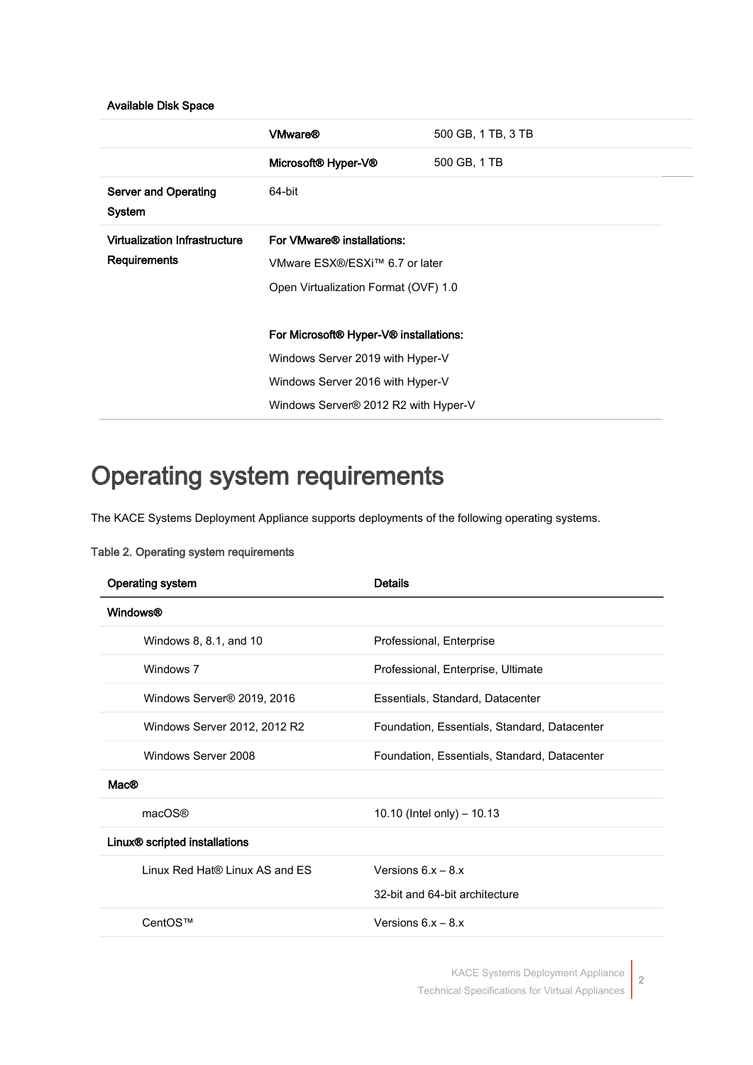| | | |
|---|---|---|
| **Available Disk Space** | | |
| | **VMware®** | 500 GB, 1 TB, 3 TB |
| | **Microsoft® Hyper-V®** | 500 GB, 1 TB |
| **Server and Operating System** | 64-bit | |
| **Virtualization Infrastructure Requirements** | **For VMware® installations:**<br>VMware ESX®/ESXi™ 6.7 or later<br>Open Virtualization Format (OVF) 1.0<br><br>**For Microsoft® Hyper-V® installations:**<br>Windows Server 2019 with Hyper-V<br>Windows Server 2016 with Hyper-V<br>Windows Server® 2012 R2 with Hyper-V | |

# Operating system requirements

The KACE Systems Deployment Appliance supports deployments of the following operating systems.

Table 2. Operating system requirements

| Operating system | Details |
|---|---|
| **Windows®** | |
| Windows 8, 8.1, and 10 | Professional, Enterprise |
| Windows 7 | Professional, Enterprise, Ultimate |
| Windows Server® 2019, 2016 | Essentials, Standard, Datacenter |
| Windows Server 2012, 2012 R2 | Foundation, Essentials, Standard, Datacenter |
| Windows Server 2008 | Foundation, Essentials, Standard, Datacenter |
| **Mac®** | |
| macOS® | 10.10 (Intel only) – 10.13 |
| **Linux® scripted installations** | |
| Linux Red Hat® Linux AS and ES | Versions 6.x – 8.x<br>32-bit and 64-bit architecture |
| CentOS™ | Versions 6.x – 8.x |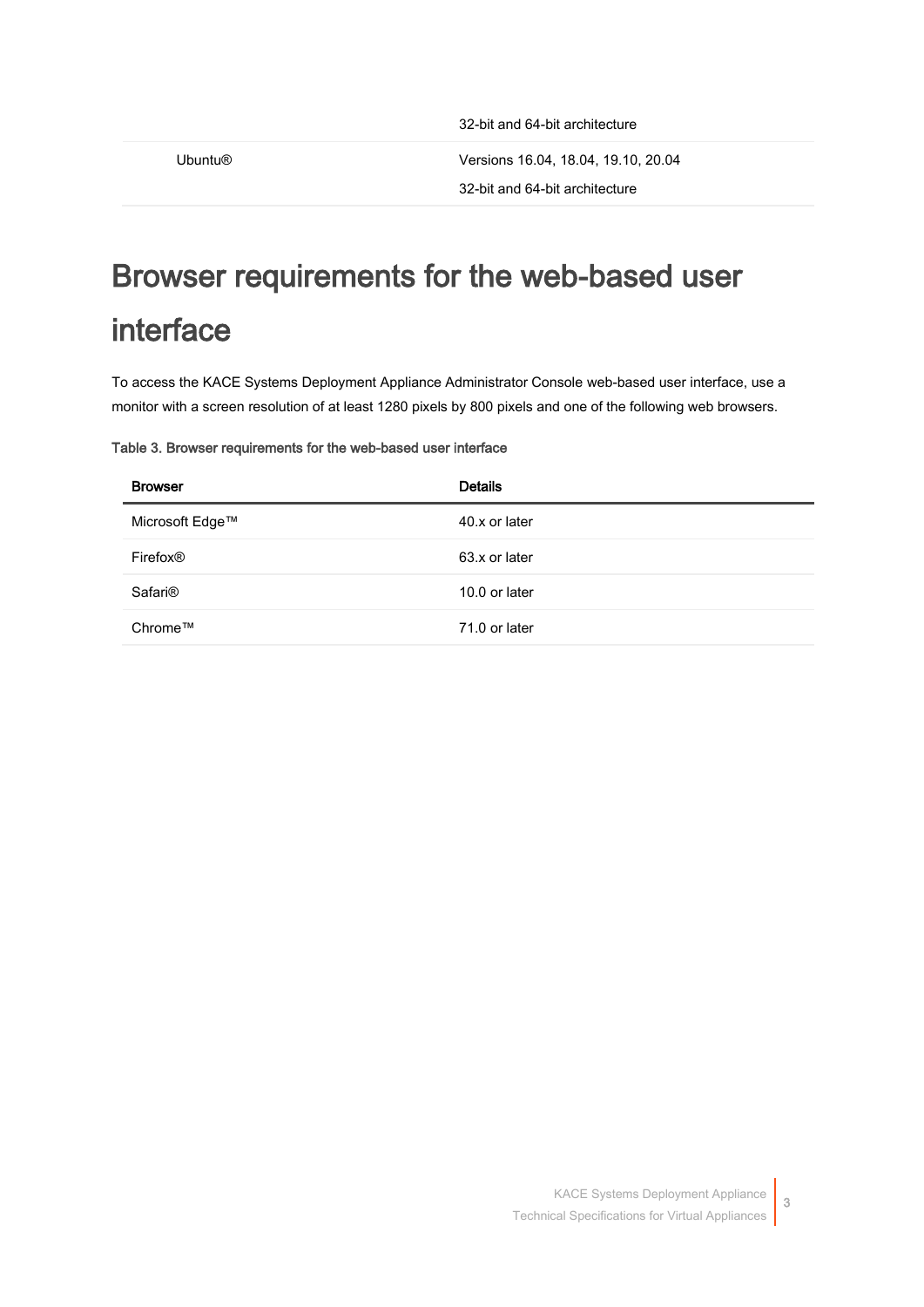| | |
|---|---|
| | 32-bit and 64-bit architecture |
| Ubuntu® | Versions 16.04, 18.04, 19.10, 20.04<br>32-bit and 64-bit architecture |

# Browser requirements for the web-based user interface

To access the KACE Systems Deployment Appliance Administrator Console web-based user interface, use a monitor with a screen resolution of at least 1280 pixels by 800 pixels and one of the following web browsers.

**Table 3. Browser requirements for the web-based user interface**

| Browser | Details |
|---|---|
| Microsoft Edge™ | 40.x or later |
| Firefox® | 63.x or later |
| Safari® | 10.0 or later |
| Chrome™ | 71.0 or later |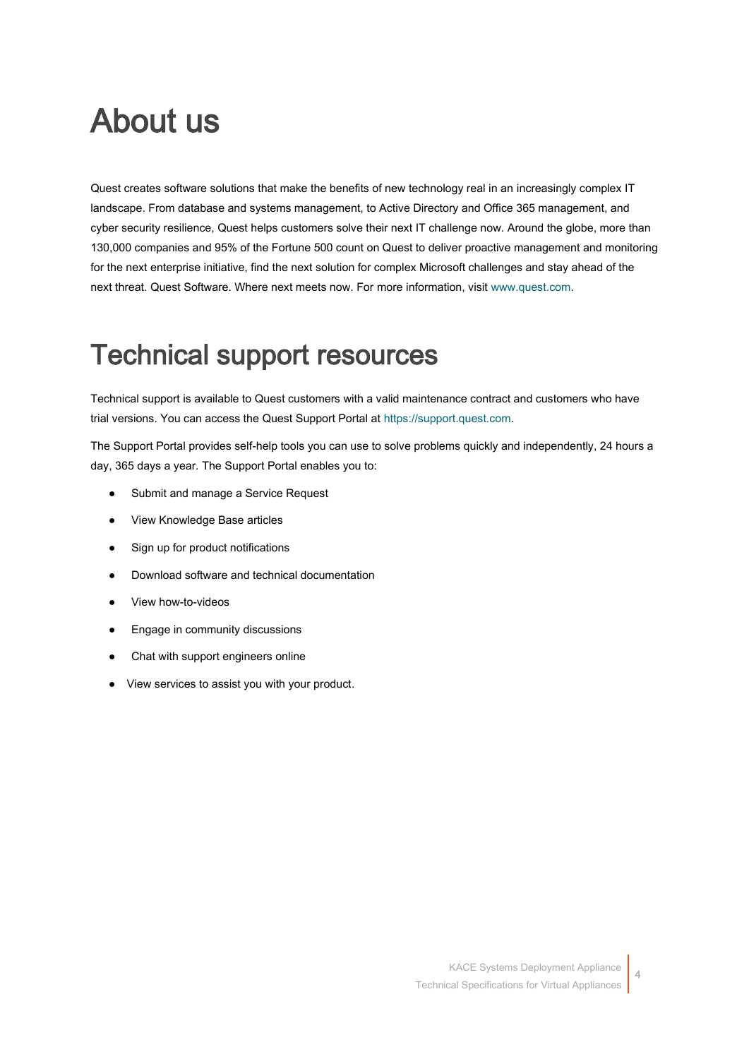# About us

Quest creates software solutions that make the benefits of new technology real in an increasingly complex IT landscape. From database and systems management, to Active Directory and Office 365 management, and cyber security resilience, Quest helps customers solve their next IT challenge now. Around the globe, more than 130,000 companies and 95% of the Fortune 500 count on Quest to deliver proactive management and monitoring for the next enterprise initiative, find the next solution for complex Microsoft challenges and stay ahead of the next threat. Quest Software. Where next meets now. For more information, visit www.quest.com.

# Technical support resources

Technical support is available to Quest customers with a valid maintenance contract and customers who have trial versions. You can access the Quest Support Portal at https://support.quest.com.

The Support Portal provides self-help tools you can use to solve problems quickly and independently, 24 hours a day, 365 days a year. The Support Portal enables you to:

- Submit and manage a Service Request
- View Knowledge Base articles
- Sign up for product notifications
- Download software and technical documentation
- View how-to-videos
- Engage in community discussions
- Chat with support engineers online
- View services to assist you with your product.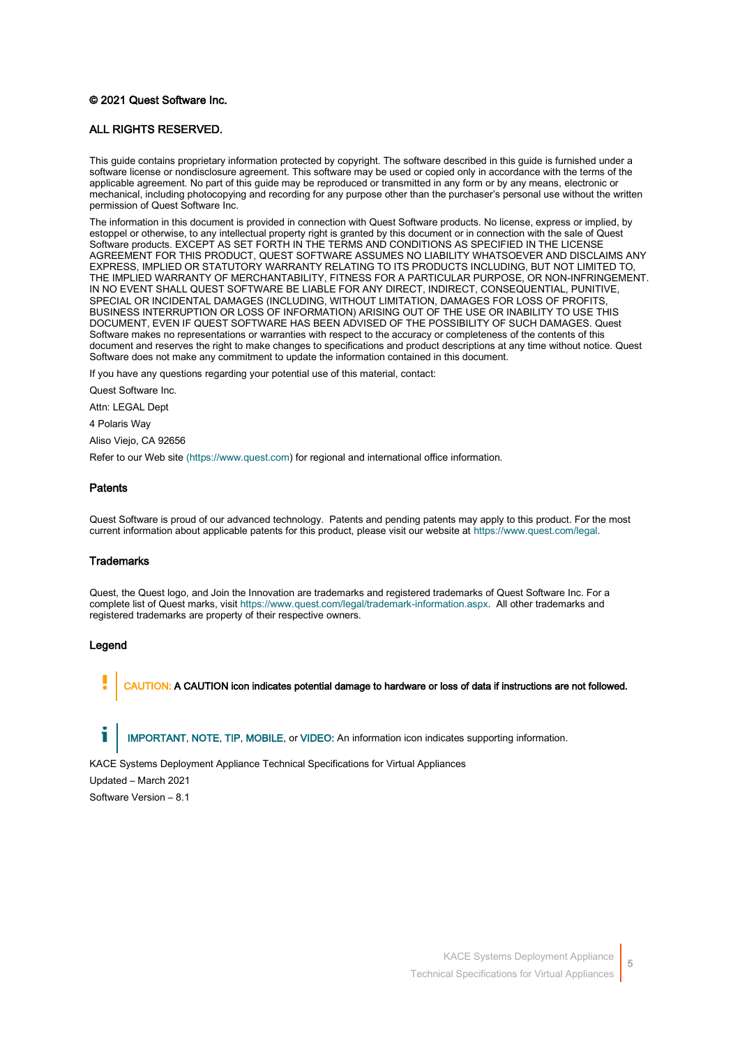**© 2021 Quest Software Inc.**

**ALL RIGHTS RESERVED.**

This guide contains proprietary information protected by copyright. The software described in this guide is furnished under a software license or nondisclosure agreement. This software may be used or copied only in accordance with the terms of the applicable agreement. No part of this guide may be reproduced or transmitted in any form or by any means, electronic or mechanical, including photocopying and recording for any purpose other than the purchaser's personal use without the written permission of Quest Software Inc.

The information in this document is provided in connection with Quest Software products. No license, express or implied, by estoppel or otherwise, to any intellectual property right is granted by this document or in connection with the sale of Quest Software products. EXCEPT AS SET FORTH IN THE TERMS AND CONDITIONS AS SPECIFIED IN THE LICENSE AGREEMENT FOR THIS PRODUCT, QUEST SOFTWARE ASSUMES NO LIABILITY WHATSOEVER AND DISCLAIMS ANY EXPRESS, IMPLIED OR STATUTORY WARRANTY RELATING TO ITS PRODUCTS INCLUDING, BUT NOT LIMITED TO, THE IMPLIED WARRANTY OF MERCHANTABILITY, FITNESS FOR A PARTICULAR PURPOSE, OR NON-INFRINGEMENT. IN NO EVENT SHALL QUEST SOFTWARE BE LIABLE FOR ANY DIRECT, INDIRECT, CONSEQUENTIAL, PUNITIVE, SPECIAL OR INCIDENTAL DAMAGES (INCLUDING, WITHOUT LIMITATION, DAMAGES FOR LOSS OF PROFITS, BUSINESS INTERRUPTION OR LOSS OF INFORMATION) ARISING OUT OF THE USE OR INABILITY TO USE THIS DOCUMENT, EVEN IF QUEST SOFTWARE HAS BEEN ADVISED OF THE POSSIBILITY OF SUCH DAMAGES. Quest Software makes no representations or warranties with respect to the accuracy or completeness of the contents of this document and reserves the right to make changes to specifications and product descriptions at any time without notice. Quest Software does not make any commitment to update the information contained in this document.

If you have any questions regarding your potential use of this material, contact:

Quest Software Inc.

Attn: LEGAL Dept

4 Polaris Way

Aliso Viejo, CA 92656

Refer to our Web site (https://www.quest.com) for regional and international office information.

## Patents

Quest Software is proud of our advanced technology. Patents and pending patents may apply to this product. For the most current information about applicable patents for this product, please visit our website at https://www.quest.com/legal.

## Trademarks

Quest, the Quest logo, and Join the Innovation are trademarks and registered trademarks of Quest Software Inc. For a complete list of Quest marks, visit https://www.quest.com/legal/trademark-information.aspx. All other trademarks and registered trademarks are property of their respective owners.

## Legend

**CAUTION: A CAUTION icon indicates potential damage to hardware or loss of data if instructions are not followed.**

**IMPORTANT**, **NOTE**, **TIP**, **MOBILE**, or **VIDEO:** An information icon indicates supporting information.

KACE Systems Deployment Appliance Technical Specifications for Virtual Appliances

Updated – March 2021

Software Version – 8.1